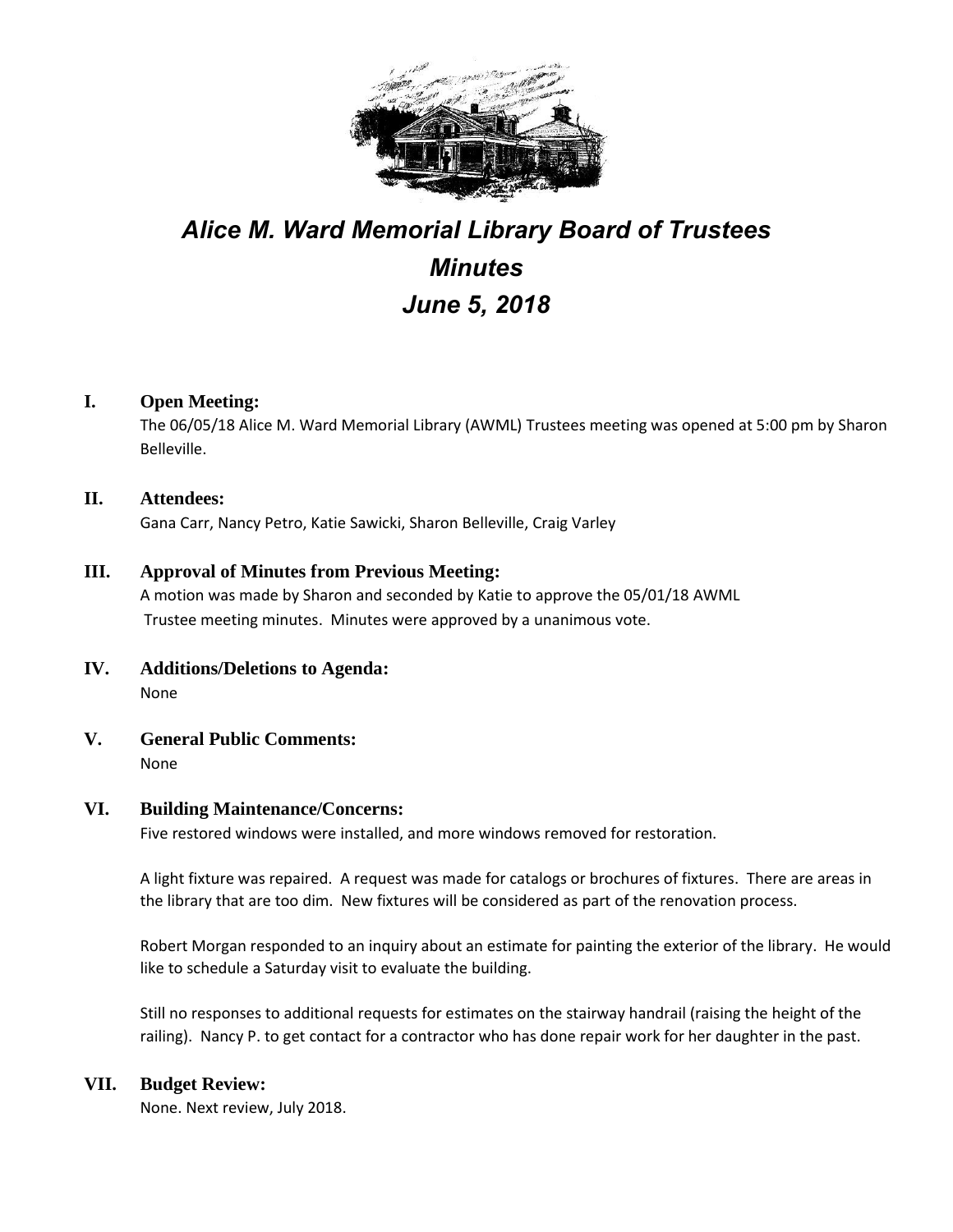# *Alice M. Ward Memorial Library Board of Trustees*
# *Minutes*
# *June 5, 2018*

## I. Open Meeting:

The 06/05/18 Alice M. Ward Memorial Library (AWML) Trustees meeting was opened at 5:00 pm by Sharon Belleville.

## II. Attendees:

Gana Carr, Nancy Petro, Katie Sawicki, Sharon Belleville, Craig Varley

## III. Approval of Minutes from Previous Meeting:

A motion was made by Sharon and seconded by Katie to approve the 05/01/18 AWML Trustee meeting minutes. Minutes were approved by a unanimous vote.

## IV. Additions/Deletions to Agenda:

None

## V. General Public Comments:

None

## VI. Building Maintenance/Concerns:

Five restored windows were installed, and more windows removed for restoration.

A light fixture was repaired. A request was made for catalogs or brochures of fixtures. There are areas in the library that are too dim. New fixtures will be considered as part of the renovation process.

Robert Morgan responded to an inquiry about an estimate for painting the exterior of the library. He would like to schedule a Saturday visit to evaluate the building.

Still no responses to additional requests for estimates on the stairway handrail (raising the height of the railing). Nancy P. to get contact for a contractor who has done repair work for her daughter in the past.

## VII. Budget Review:

None. Next review, July 2018.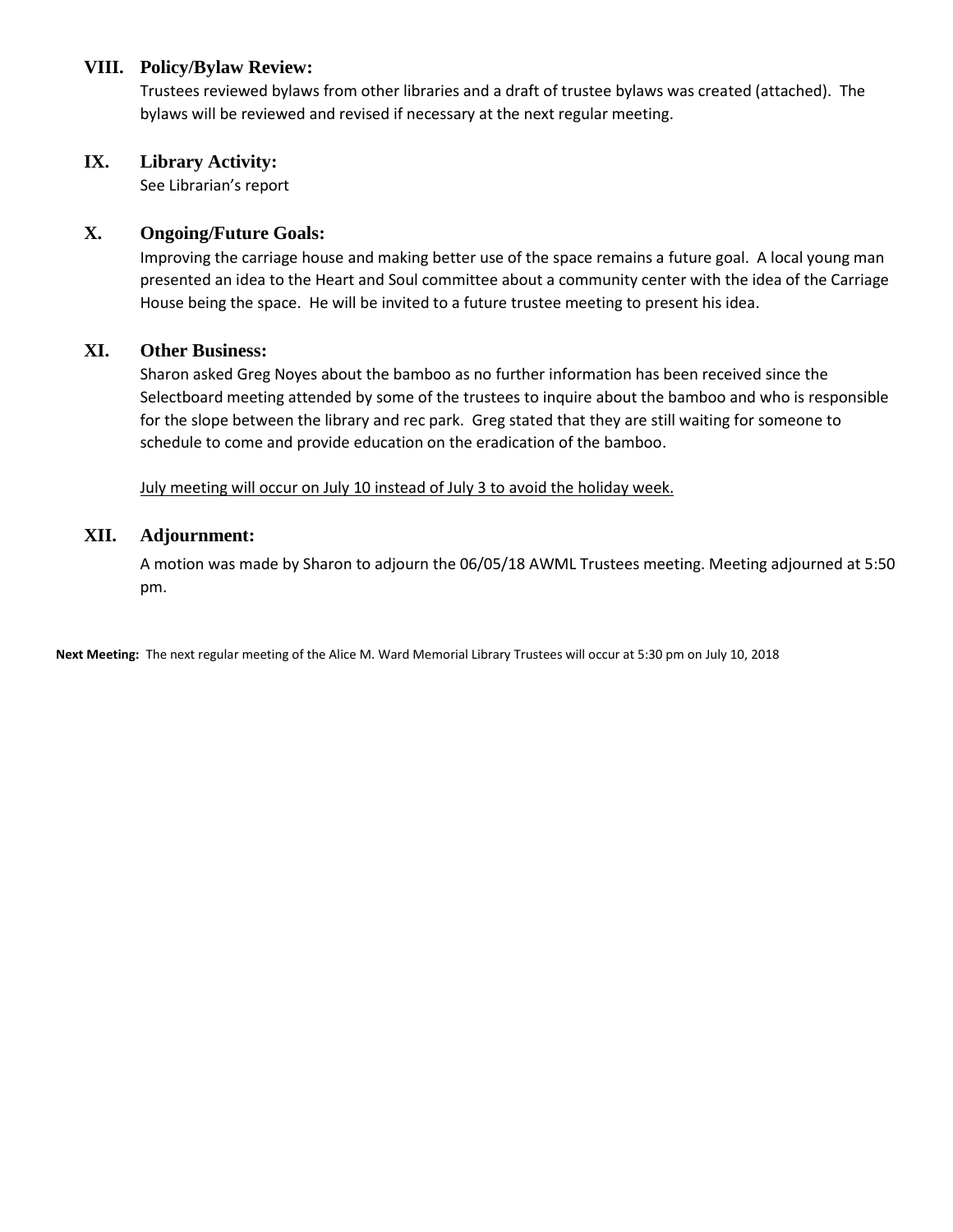## VIII. Policy/Bylaw Review:

Trustees reviewed bylaws from other libraries and a draft of trustee bylaws was created (attached). The bylaws will be reviewed and revised if necessary at the next regular meeting.

## IX. Library Activity:

See Librarian's report

## X. Ongoing/Future Goals:

Improving the carriage house and making better use of the space remains a future goal. A local young man presented an idea to the Heart and Soul committee about a community center with the idea of the Carriage House being the space. He will be invited to a future trustee meeting to present his idea.

## XI. Other Business:

Sharon asked Greg Noyes about the bamboo as no further information has been received since the Selectboard meeting attended by some of the trustees to inquire about the bamboo and who is responsible for the slope between the library and rec park. Greg stated that they are still waiting for someone to schedule to come and provide education on the eradication of the bamboo.

<u>July meeting will occur on July 10 instead of July 3 to avoid the holiday week.</u>

## XII. Adjournment:

A motion was made by Sharon to adjourn the 06/05/18 AWML Trustees meeting. Meeting adjourned at 5:50 pm.

**Next Meeting:** The next regular meeting of the Alice M. Ward Memorial Library Trustees will occur at 5:30 pm on July 10, 2018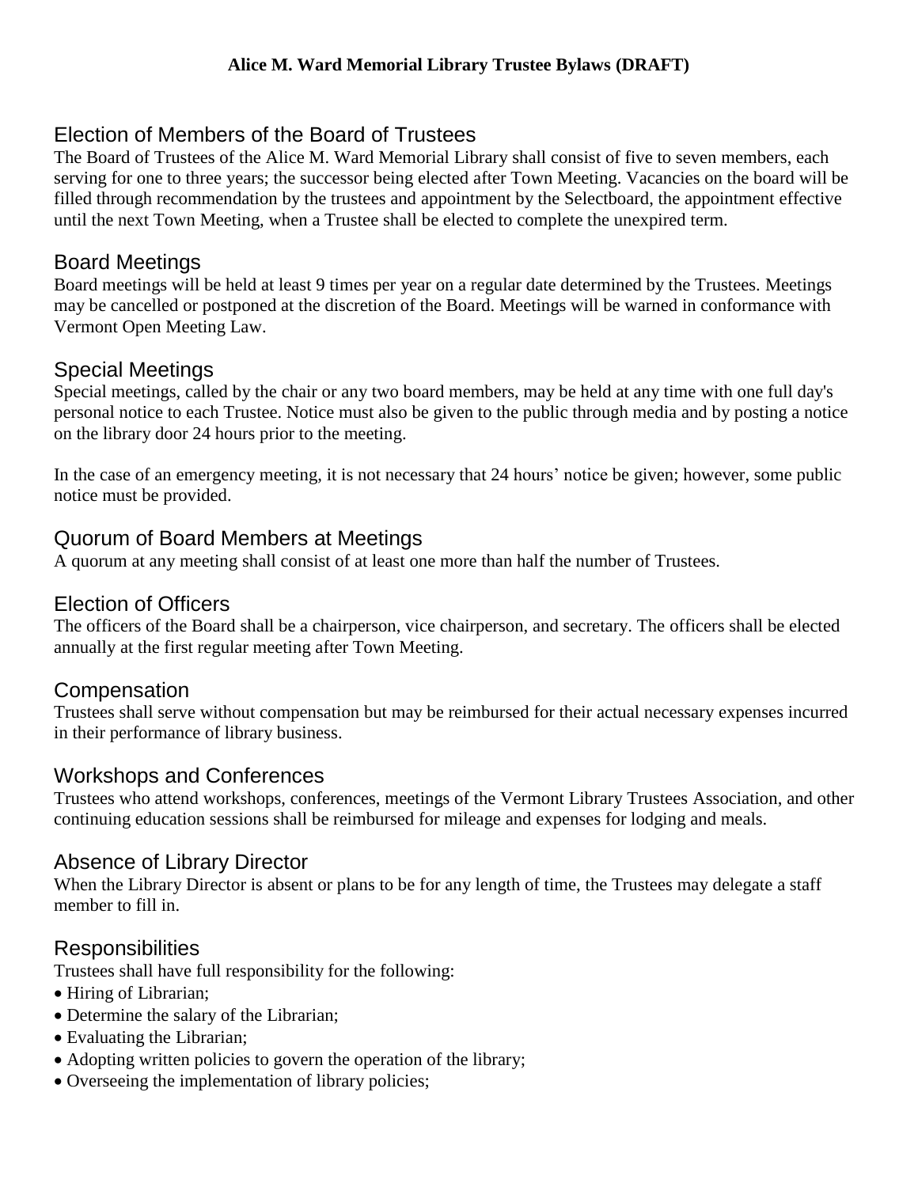**Alice M. Ward Memorial Library Trustee Bylaws (DRAFT)**

## Election of Members of the Board of Trustees

The Board of Trustees of the Alice M. Ward Memorial Library shall consist of five to seven members, each serving for one to three years; the successor being elected after Town Meeting. Vacancies on the board will be filled through recommendation by the trustees and appointment by the Selectboard, the appointment effective until the next Town Meeting, when a Trustee shall be elected to complete the unexpired term.

## Board Meetings

Board meetings will be held at least 9 times per year on a regular date determined by the Trustees. Meetings may be cancelled or postponed at the discretion of the Board. Meetings will be warned in conformance with Vermont Open Meeting Law.

## Special Meetings

Special meetings, called by the chair or any two board members, may be held at any time with one full day's personal notice to each Trustee. Notice must also be given to the public through media and by posting a notice on the library door 24 hours prior to the meeting.

In the case of an emergency meeting, it is not necessary that 24 hours' notice be given; however, some public notice must be provided.

## Quorum of Board Members at Meetings

A quorum at any meeting shall consist of at least one more than half the number of Trustees.

## Election of Officers

The officers of the Board shall be a chairperson, vice chairperson, and secretary. The officers shall be elected annually at the first regular meeting after Town Meeting.

## Compensation

Trustees shall serve without compensation but may be reimbursed for their actual necessary expenses incurred in their performance of library business.

## Workshops and Conferences

Trustees who attend workshops, conferences, meetings of the Vermont Library Trustees Association, and other continuing education sessions shall be reimbursed for mileage and expenses for lodging and meals.

## Absence of Library Director

When the Library Director is absent or plans to be for any length of time, the Trustees may delegate a staff member to fill in.

## Responsibilities

Trustees shall have full responsibility for the following:

- Hiring of Librarian;
- Determine the salary of the Librarian;
- Evaluating the Librarian;
- Adopting written policies to govern the operation of the library;
- Overseeing the implementation of library policies;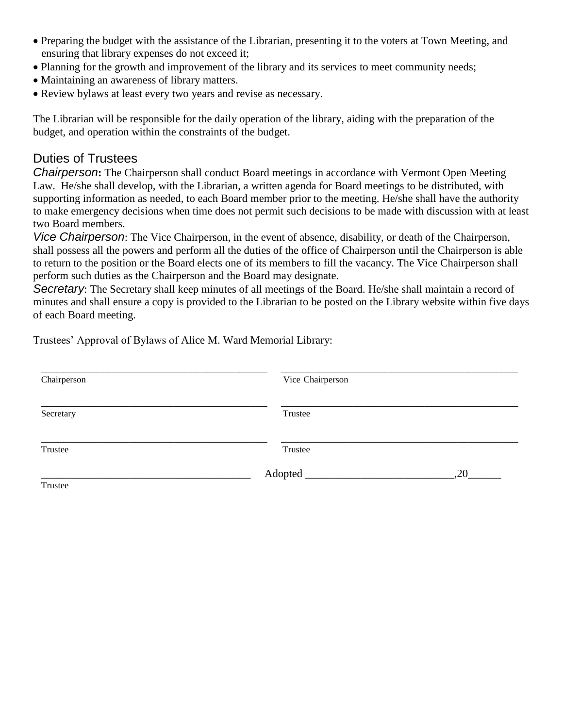- Preparing the budget with the assistance of the Librarian, presenting it to the voters at Town Meeting, and ensuring that library expenses do not exceed it;
- Planning for the growth and improvement of the library and its services to meet community needs;
- Maintaining an awareness of library matters.
- Review bylaws at least every two years and revise as necessary.

The Librarian will be responsible for the daily operation of the library, aiding with the preparation of the budget, and operation within the constraints of the budget.

## Duties of Trustees

***Chairperson*:** The Chairperson shall conduct Board meetings in accordance with Vermont Open Meeting Law. He/she shall develop, with the Librarian, a written agenda for Board meetings to be distributed, with supporting information as needed, to each Board member prior to the meeting. He/she shall have the authority to make emergency decisions when time does not permit such decisions to be made with discussion with at least two Board members.

*Vice Chairperson*: The Vice Chairperson, in the event of absence, disability, or death of the Chairperson, shall possess all the powers and perform all the duties of the office of Chairperson until the Chairperson is able to return to the position or the Board elects one of its members to fill the vacancy. The Vice Chairperson shall perform such duties as the Chairperson and the Board may designate.

*Secretary*: The Secretary shall keep minutes of all meetings of the Board. He/she shall maintain a record of minutes and shall ensure a copy is provided to the Librarian to be posted on the Library website within five days of each Board meeting.

Trustees' Approval of Bylaws of Alice M. Ward Memorial Library:

| | |
|---|---|
| ____________________________ | ____________________________ |
| Chairperson | Vice Chairperson |
| ____________________________ | ____________________________ |
| Secretary | Trustee |
| ____________________________ | ____________________________ |
| Trustee | Trustee |
| ____________________________ | Adopted ____________________,20______ |
| Trustee | |